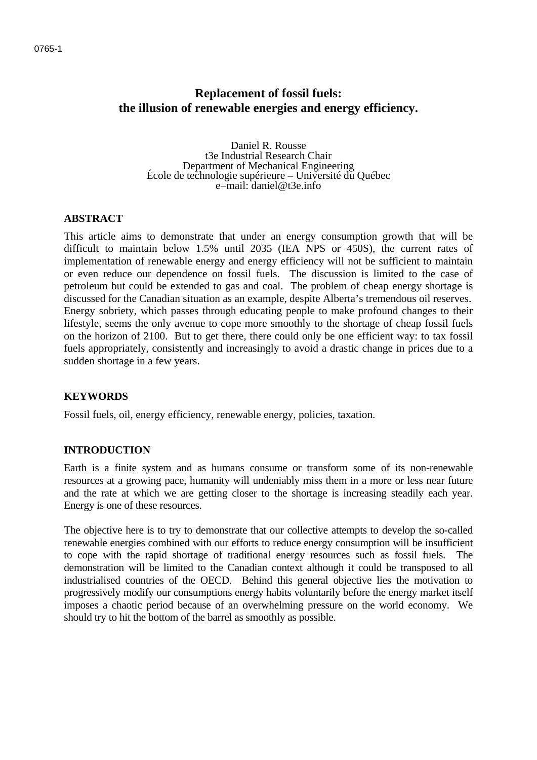# Replacement of fossil fuels: the illusion of renewable energies and energy efficiency.

Daniel R. Rousse
t3e Industrial Research Chair
Department of Mechanical Engineering
École de technologie supérieure – Université du Québec
e–mail: daniel@t3e.info

## ABSTRACT

This article aims to demonstrate that under an energy consumption growth that will be difficult to maintain below 1.5% until 2035 (IEA NPS or 450S), the current rates of implementation of renewable energy and energy efficiency will not be sufficient to maintain or even reduce our dependence on fossil fuels. The discussion is limited to the case of petroleum but could be extended to gas and coal. The problem of cheap energy shortage is discussed for the Canadian situation as an example, despite Alberta's tremendous oil reserves. Energy sobriety, which passes through educating people to make profound changes to their lifestyle, seems the only avenue to cope more smoothly to the shortage of cheap fossil fuels on the horizon of 2100. But to get there, there could only be one efficient way: to tax fossil fuels appropriately, consistently and increasingly to avoid a drastic change in prices due to a sudden shortage in a few years.

## KEYWORDS

Fossil fuels, oil, energy efficiency, renewable energy, policies, taxation.

## INTRODUCTION

Earth is a finite system and as humans consume or transform some of its non-renewable resources at a growing pace, humanity will undeniably miss them in a more or less near future and the rate at which we are getting closer to the shortage is increasing steadily each year. Energy is one of these resources.

The objective here is to try to demonstrate that our collective attempts to develop the so-called renewable energies combined with our efforts to reduce energy consumption will be insufficient to cope with the rapid shortage of traditional energy resources such as fossil fuels. The demonstration will be limited to the Canadian context although it could be transposed to all industrialised countries of the OECD. Behind this general objective lies the motivation to progressively modify our consumptions energy habits voluntarily before the energy market itself imposes a chaotic period because of an overwhelming pressure on the world economy. We should try to hit the bottom of the barrel as smoothly as possible.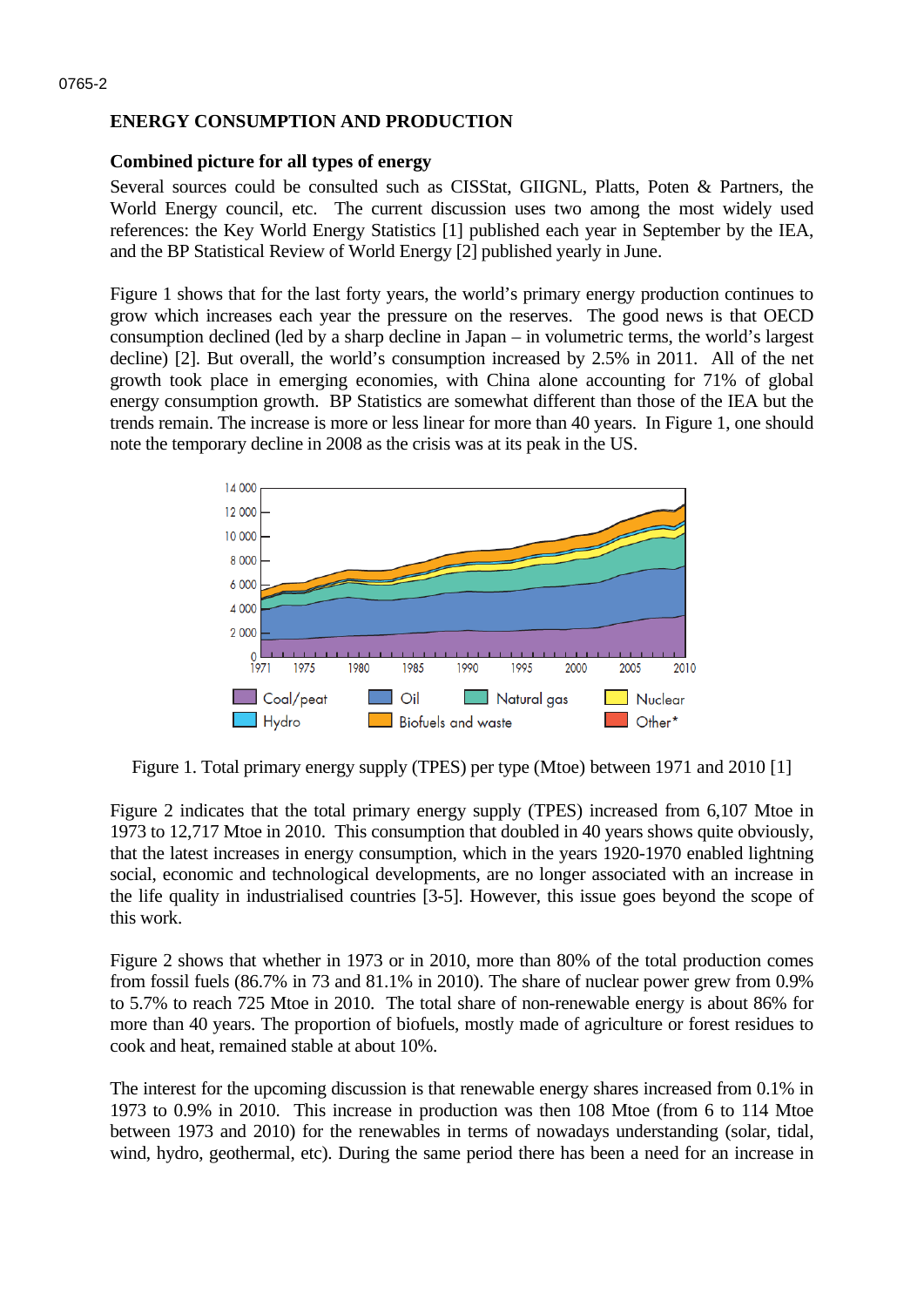## ENERGY CONSUMPTION AND PRODUCTION

### Combined picture for all types of energy

Several sources could be consulted such as CISStat, GIIGNL, Platts, Poten & Partners, the World Energy council, etc. The current discussion uses two among the most widely used references: the Key World Energy Statistics [1] published each year in September by the IEA, and the BP Statistical Review of World Energy [2] published yearly in June.

Figure 1 shows that for the last forty years, the world's primary energy production continues to grow which increases each year the pressure on the reserves. The good news is that OECD consumption declined (led by a sharp decline in Japan – in volumetric terms, the world's largest decline) [2]. But overall, the world's consumption increased by 2.5% in 2011. All of the net growth took place in emerging economies, with China alone accounting for 71% of global energy consumption growth. BP Statistics are somewhat different than those of the IEA but the trends remain. The increase is more or less linear for more than 40 years. In Figure 1, one should note the temporary decline in 2008 as the crisis was at its peak in the US.

Figure 1. Total primary energy supply (TPES) per type (Mtoe) between 1971 and 2010 [1]

Figure 2 indicates that the total primary energy supply (TPES) increased from 6,107 Mtoe in 1973 to 12,717 Mtoe in 2010. This consumption that doubled in 40 years shows quite obviously, that the latest increases in energy consumption, which in the years 1920-1970 enabled lightning social, economic and technological developments, are no longer associated with an increase in the life quality in industrialised countries [3-5]. However, this issue goes beyond the scope of this work.

Figure 2 shows that whether in 1973 or in 2010, more than 80% of the total production comes from fossil fuels (86.7% in 73 and 81.1% in 2010). The share of nuclear power grew from 0.9% to 5.7% to reach 725 Mtoe in 2010. The total share of non-renewable energy is about 86% for more than 40 years. The proportion of biofuels, mostly made of agriculture or forest residues to cook and heat, remained stable at about 10%.

The interest for the upcoming discussion is that renewable energy shares increased from 0.1% in 1973 to 0.9% in 2010. This increase in production was then 108 Mtoe (from 6 to 114 Mtoe between 1973 and 2010) for the renewables in terms of nowadays understanding (solar, tidal, wind, hydro, geothermal, etc). During the same period there has been a need for an increase in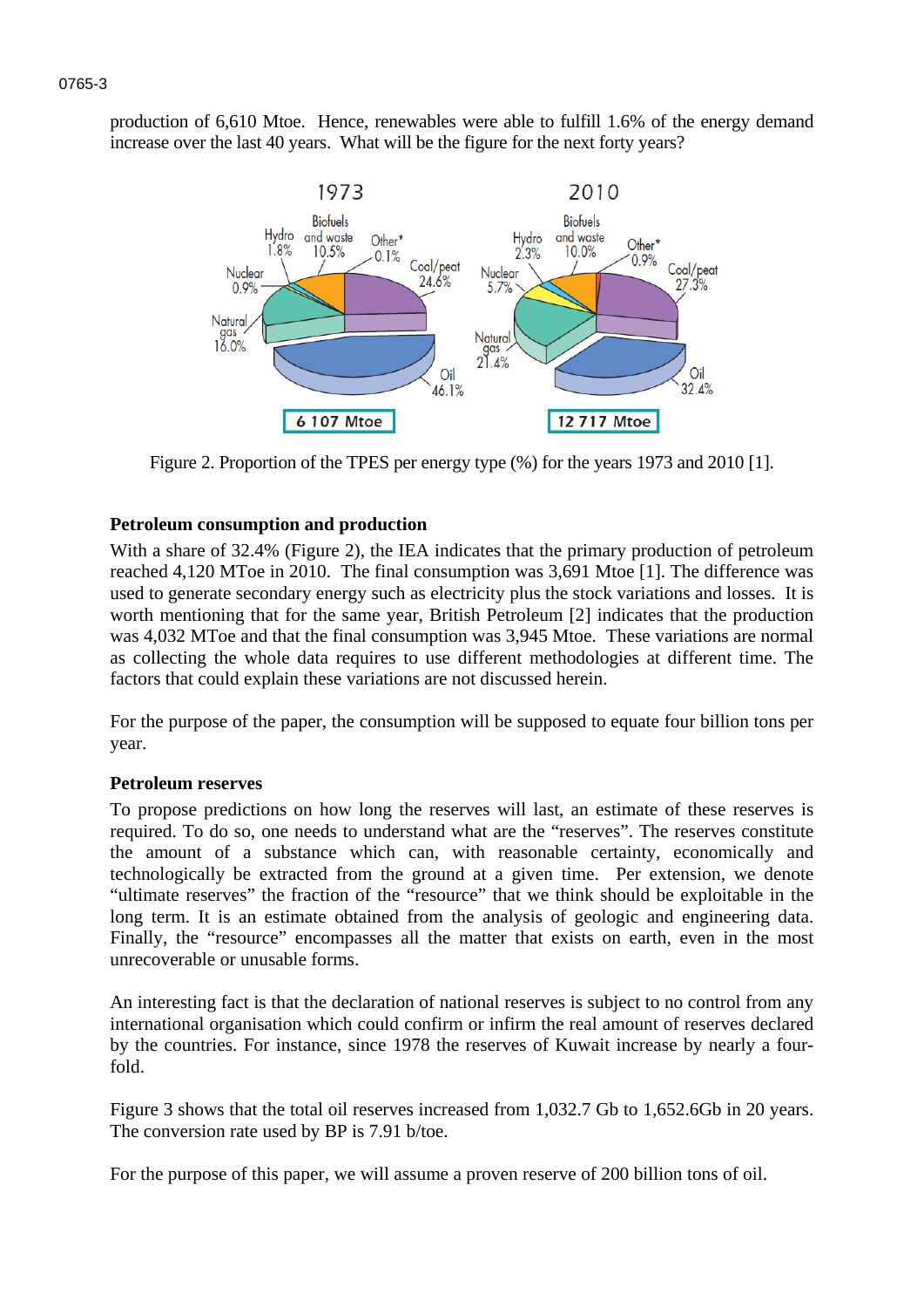production of 6,610 Mtoe. Hence, renewables were able to fulfill 1.6% of the energy demand increase over the last 40 years. What will be the figure for the next forty years?

Figure 2. Proportion of the TPES per energy type (%) for the years 1973 and 2010 [1].

**Petroleum consumption and production**

With a share of 32.4% (Figure 2), the IEA indicates that the primary production of petroleum reached 4,120 MToe in 2010. The final consumption was 3,691 Mtoe [1]. The difference was used to generate secondary energy such as electricity plus the stock variations and losses. It is worth mentioning that for the same year, British Petroleum [2] indicates that the production was 4,032 MToe and that the final consumption was 3,945 Mtoe. These variations are normal as collecting the whole data requires to use different methodologies at different time. The factors that could explain these variations are not discussed herein.

For the purpose of the paper, the consumption will be supposed to equate four billion tons per year.

**Petroleum reserves**

To propose predictions on how long the reserves will last, an estimate of these reserves is required. To do so, one needs to understand what are the "reserves". The reserves constitute the amount of a substance which can, with reasonable certainty, economically and technologically be extracted from the ground at a given time. Per extension, we denote "ultimate reserves" the fraction of the "resource" that we think should be exploitable in the long term. It is an estimate obtained from the analysis of geologic and engineering data. Finally, the "resource" encompasses all the matter that exists on earth, even in the most unrecoverable or unusable forms.

An interesting fact is that the declaration of national reserves is subject to no control from any international organisation which could confirm or infirm the real amount of reserves declared by the countries. For instance, since 1978 the reserves of Kuwait increase by nearly a four-fold.

Figure 3 shows that the total oil reserves increased from 1,032.7 Gb to 1,652.6Gb in 20 years. The conversion rate used by BP is 7.91 b/toe.

For the purpose of this paper, we will assume a proven reserve of 200 billion tons of oil.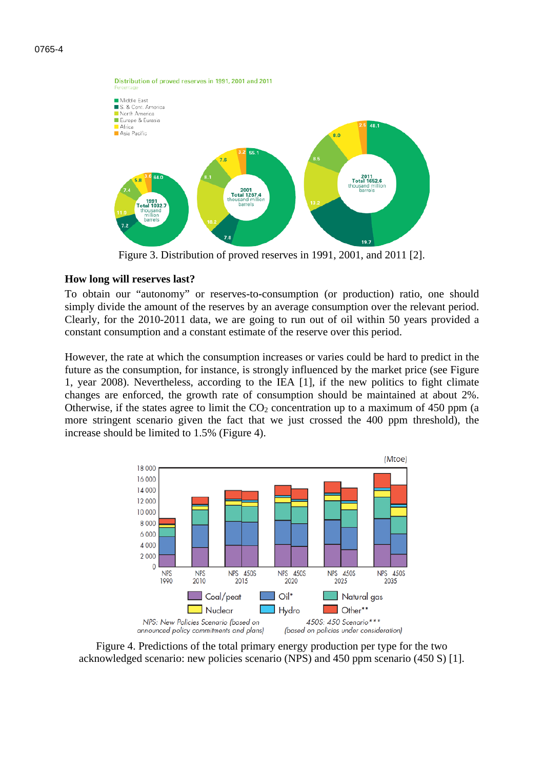Figure 3. Distribution of proved reserves in 1991, 2001, and 2011 [2].

**How long will reserves last?**

To obtain our "autonomy" or reserves-to-consumption (or production) ratio, one should simply divide the amount of the reserves by an average consumption over the relevant period. Clearly, for the 2010-2011 data, we are going to run out of oil within 50 years provided a constant consumption and a constant estimate of the reserve over this period.

However, the rate at which the consumption increases or varies could be hard to predict in the future as the consumption, for instance, is strongly influenced by the market price (see Figure 1, year 2008). Nevertheless, according to the IEA [1], if the new politics to fight climate changes are enforced, the growth rate of consumption should be maintained at about 2%. Otherwise, if the states agree to limit the $CO_2$ concentration up to a maximum of 450 ppm (a more stringent scenario given the fact that we just crossed the 400 ppm threshold), the increase should be limited to 1.5% (Figure 4).

Figure 4. Predictions of the total primary energy production per type for the two acknowledged scenario: new policies scenario (NPS) and 450 ppm scenario (450 S) [1].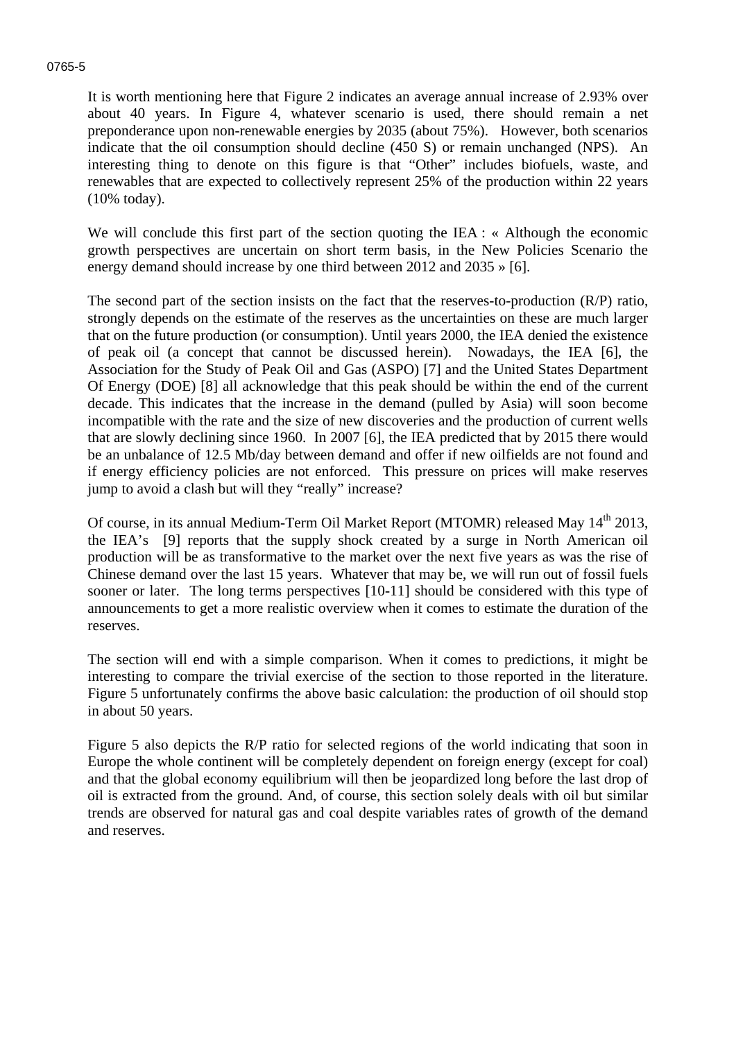It is worth mentioning here that Figure 2 indicates an average annual increase of 2.93% over about 40 years. In Figure 4, whatever scenario is used, there should remain a net preponderance upon non-renewable energies by 2035 (about 75%). However, both scenarios indicate that the oil consumption should decline (450 S) or remain unchanged (NPS). An interesting thing to denote on this figure is that “Other” includes biofuels, waste, and renewables that are expected to collectively represent 25% of the production within 22 years (10% today).

We will conclude this first part of the section quoting the IEA : « Although the economic growth perspectives are uncertain on short term basis, in the New Policies Scenario the energy demand should increase by one third between 2012 and 2035 » [6].

The second part of the section insists on the fact that the reserves-to-production (R/P) ratio, strongly depends on the estimate of the reserves as the uncertainties on these are much larger that on the future production (or consumption). Until years 2000, the IEA denied the existence of peak oil (a concept that cannot be discussed herein). Nowadays, the IEA [6], the Association for the Study of Peak Oil and Gas (ASPO) [7] and the United States Department Of Energy (DOE) [8] all acknowledge that this peak should be within the end of the current decade. This indicates that the increase in the demand (pulled by Asia) will soon become incompatible with the rate and the size of new discoveries and the production of current wells that are slowly declining since 1960. In 2007 [6], the IEA predicted that by 2015 there would be an unbalance of 12.5 Mb/day between demand and offer if new oilfields are not found and if energy efficiency policies are not enforced. This pressure on prices will make reserves jump to avoid a clash but will they “really” increase?

Of course, in its annual Medium-Term Oil Market Report (MTOMR) released May 14th 2013, the IEA’s [9] reports that the supply shock created by a surge in North American oil production will be as transformative to the market over the next five years as was the rise of Chinese demand over the last 15 years. Whatever that may be, we will run out of fossil fuels sooner or later. The long terms perspectives [10-11] should be considered with this type of announcements to get a more realistic overview when it comes to estimate the duration of the reserves.

The section will end with a simple comparison. When it comes to predictions, it might be interesting to compare the trivial exercise of the section to those reported in the literature. Figure 5 unfortunately confirms the above basic calculation: the production of oil should stop in about 50 years.

Figure 5 also depicts the R/P ratio for selected regions of the world indicating that soon in Europe the whole continent will be completely dependent on foreign energy (except for coal) and that the global economy equilibrium will then be jeopardized long before the last drop of oil is extracted from the ground. And, of course, this section solely deals with oil but similar trends are observed for natural gas and coal despite variables rates of growth of the demand and reserves.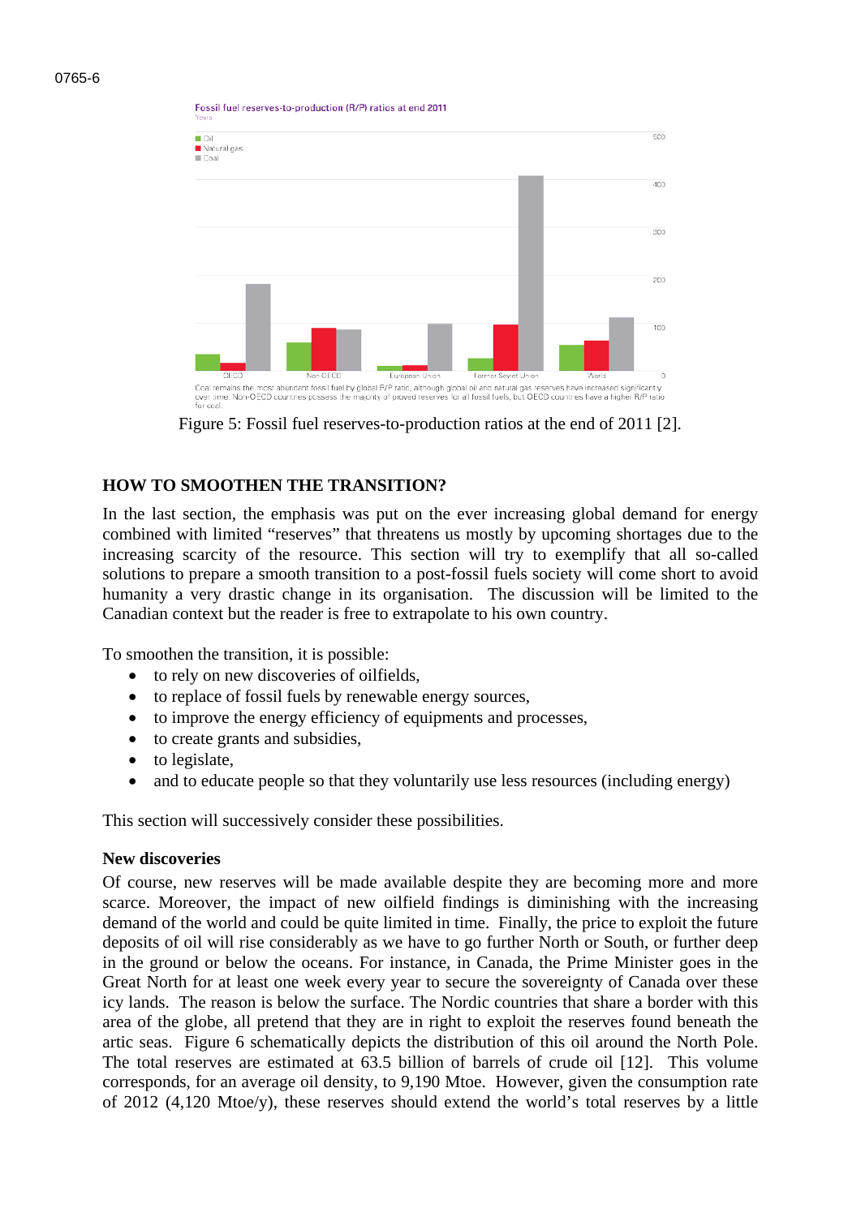Figure 5: Fossil fuel reserves-to-production ratios at the end of 2011 [2].

## HOW TO SMOOTHEN THE TRANSITION?

In the last section, the emphasis was put on the ever increasing global demand for energy combined with limited "reserves" that threatens us mostly by upcoming shortages due to the increasing scarcity of the resource. This section will try to exemplify that all so-called solutions to prepare a smooth transition to a post-fossil fuels society will come short to avoid humanity a very drastic change in its organisation. The discussion will be limited to the Canadian context but the reader is free to extrapolate to his own country.

To smoothen the transition, it is possible:

- to rely on new discoveries of oilfields,
- to replace of fossil fuels by renewable energy sources,
- to improve the energy efficiency of equipments and processes,
- to create grants and subsidies,
- to legislate,
- and to educate people so that they voluntarily use less resources (including energy)

This section will successively consider these possibilities.

### New discoveries

Of course, new reserves will be made available despite they are becoming more and more scarce. Moreover, the impact of new oilfield findings is diminishing with the increasing demand of the world and could be quite limited in time. Finally, the price to exploit the future deposits of oil will rise considerably as we have to go further North or South, or further deep in the ground or below the oceans. For instance, in Canada, the Prime Minister goes in the Great North for at least one week every year to secure the sovereignty of Canada over these icy lands. The reason is below the surface. The Nordic countries that share a border with this area of the globe, all pretend that they are in right to exploit the reserves found beneath the artic seas. Figure 6 schematically depicts the distribution of this oil around the North Pole. The total reserves are estimated at 63.5 billion of barrels of crude oil [12]. This volume corresponds, for an average oil density, to 9,190 Mtoe. However, given the consumption rate of 2012 (4,120 Mtoe/y), these reserves should extend the world's total reserves by a little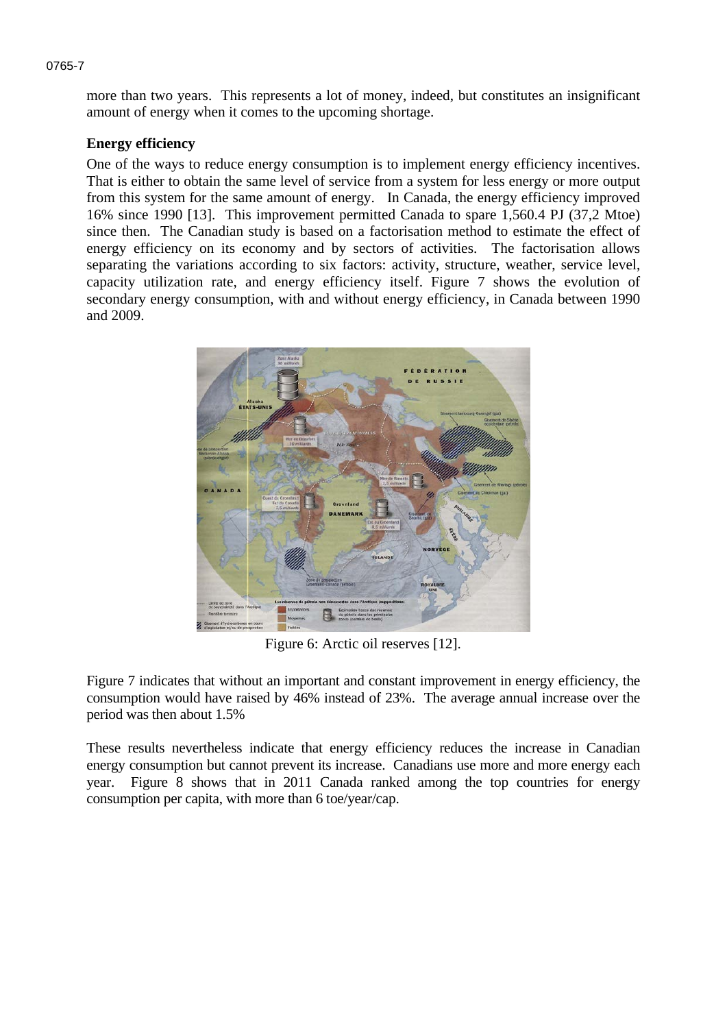more than two years. This represents a lot of money, indeed, but constitutes an insignificant amount of energy when it comes to the upcoming shortage.

**Energy efficiency**

One of the ways to reduce energy consumption is to implement energy efficiency incentives. That is either to obtain the same level of service from a system for less energy or more output from this system for the same amount of energy. In Canada, the energy efficiency improved 16% since 1990 [13]. This improvement permitted Canada to spare 1,560.4 PJ (37,2 Mtoe) since then. The Canadian study is based on a factorisation method to estimate the effect of energy efficiency on its economy and by sectors of activities. The factorisation allows separating the variations according to six factors: activity, structure, weather, service level, capacity utilization rate, and energy efficiency itself. Figure 7 shows the evolution of secondary energy consumption, with and without energy efficiency, in Canada between 1990 and 2009.

Figure 6: Arctic oil reserves [12].

Figure 7 indicates that without an important and constant improvement in energy efficiency, the consumption would have raised by 46% instead of 23%. The average annual increase over the period was then about 1.5%

These results nevertheless indicate that energy efficiency reduces the increase in Canadian energy consumption but cannot prevent its increase. Canadians use more and more energy each year. Figure 8 shows that in 2011 Canada ranked among the top countries for energy consumption per capita, with more than 6 toe/year/cap.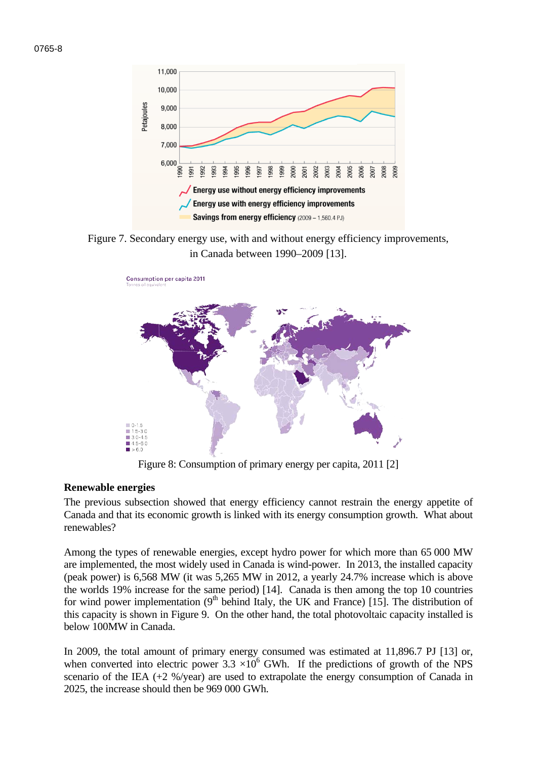Figure 7. Secondary energy use, with and without energy efficiency improvements, in Canada between 1990–2009 [13].

Figure 8: Consumption of primary energy per capita, 2011 [2]

**Renewable energies**

The previous subsection showed that energy efficiency cannot restrain the energy appetite of Canada and that its economic growth is linked with its energy consumption growth. What about renewables?

Among the types of renewable energies, except hydro power for which more than 65 000 MW are implemented, the most widely used in Canada is wind-power. In 2013, the installed capacity (peak power) is 6,568 MW (it was 5,265 MW in 2012, a yearly 24.7% increase which is above the worlds 19% increase for the same period) [14]. Canada is then among the top 10 countries for wind power implementation (9$^{th}$ behind Italy, the UK and France) [15]. The distribution of this capacity is shown in Figure 9. On the other hand, the total photovoltaic capacity installed is below 100MW in Canada.

In 2009, the total amount of primary energy consumed was estimated at 11,896.7 PJ [13] or, when converted into electric power $3.3 \times 10^6$ GWh. If the predictions of growth of the NPS scenario of the IEA (+2 %/year) are used to extrapolate the energy consumption of Canada in 2025, the increase should then be 969 000 GWh.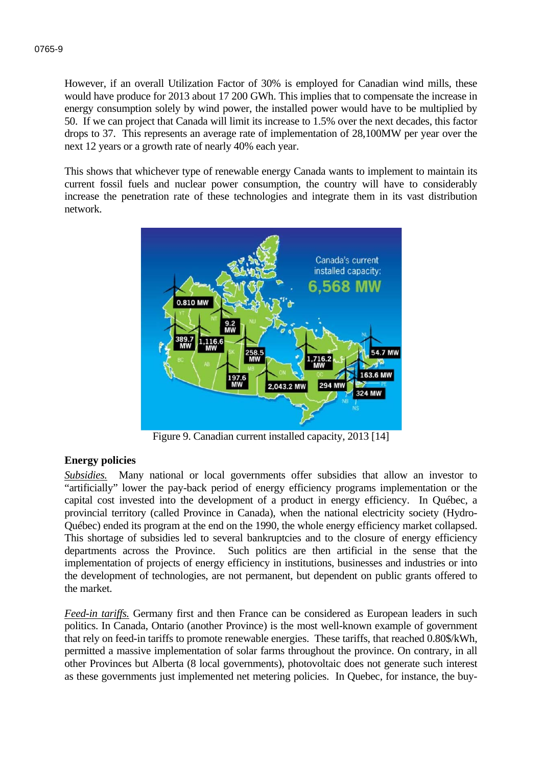However, if an overall Utilization Factor of 30% is employed for Canadian wind mills, these would have produce for 2013 about 17 200 GWh. This implies that to compensate the increase in energy consumption solely by wind power, the installed power would have to be multiplied by 50. If we can project that Canada will limit its increase to 1.5% over the next decades, this factor drops to 37. This represents an average rate of implementation of 28,100MW per year over the next 12 years or a growth rate of nearly 40% each year.

This shows that whichever type of renewable energy Canada wants to implement to maintain its current fossil fuels and nuclear power consumption, the country will have to considerably increase the penetration rate of these technologies and integrate them in its vast distribution network.

Figure 9. Canadian current installed capacity, 2013 [14]

**Energy policies**

*Subsidies.* Many national or local governments offer subsidies that allow an investor to "artificially" lower the pay-back period of energy efficiency programs implementation or the capital cost invested into the development of a product in energy efficiency. In Québec, a provincial territory (called Province in Canada), when the national electricity society (Hydro-Québec) ended its program at the end on the 1990, the whole energy efficiency market collapsed. This shortage of subsidies led to several bankruptcies and to the closure of energy efficiency departments across the Province. Such politics are then artificial in the sense that the implementation of projects of energy efficiency in institutions, businesses and industries or into the development of technologies, are not permanent, but dependent on public grants offered to the market.

*Feed-in tariffs.* Germany first and then France can be considered as European leaders in such politics. In Canada, Ontario (another Province) is the most well-known example of government that rely on feed-in tariffs to promote renewable energies. These tariffs, that reached 0.80$/kWh, permitted a massive implementation of solar farms throughout the province. On contrary, in all other Provinces but Alberta (8 local governments), photovoltaic does not generate such interest as these governments just implemented net metering policies. In Quebec, for instance, the buy-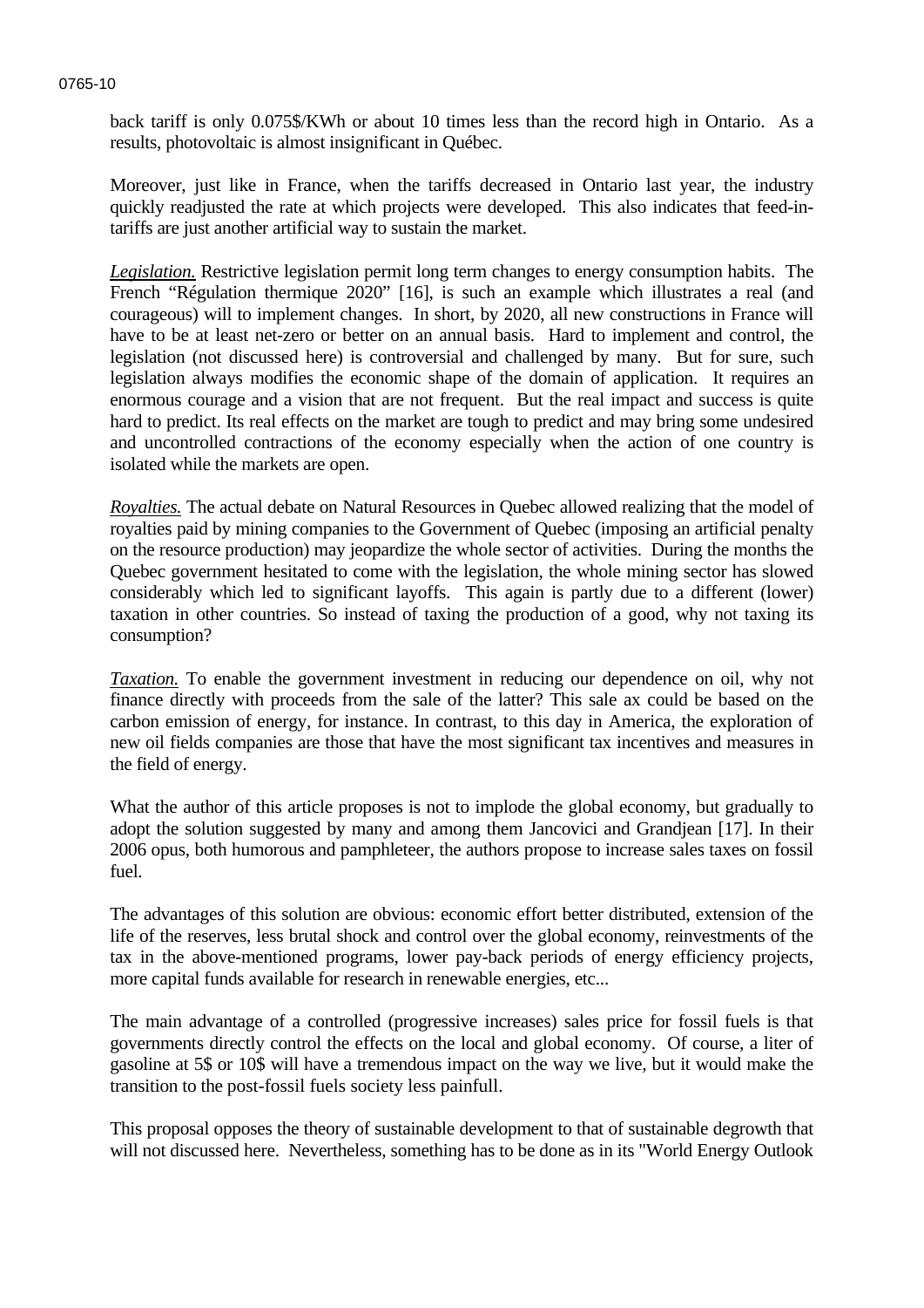back tariff is only 0.075$/KWh or about 10 times less than the record high in Ontario. As a results, photovoltaic is almost insignificant in Québec.

Moreover, just like in France, when the tariffs decreased in Ontario last year, the industry quickly readjusted the rate at which projects were developed. This also indicates that feed-in-tariffs are just another artificial way to sustain the market.

*Legislation.* Restrictive legislation permit long term changes to energy consumption habits. The French "Régulation thermique 2020" [16], is such an example which illustrates a real (and courageous) will to implement changes. In short, by 2020, all new constructions in France will have to be at least net-zero or better on an annual basis. Hard to implement and control, the legislation (not discussed here) is controversial and challenged by many. But for sure, such legislation always modifies the economic shape of the domain of application. It requires an enormous courage and a vision that are not frequent. But the real impact and success is quite hard to predict. Its real effects on the market are tough to predict and may bring some undesired and uncontrolled contractions of the economy especially when the action of one country is isolated while the markets are open.

*Royalties.* The actual debate on Natural Resources in Quebec allowed realizing that the model of royalties paid by mining companies to the Government of Quebec (imposing an artificial penalty on the resource production) may jeopardize the whole sector of activities. During the months the Quebec government hesitated to come with the legislation, the whole mining sector has slowed considerably which led to significant layoffs. This again is partly due to a different (lower) taxation in other countries. So instead of taxing the production of a good, why not taxing its consumption?

*Taxation.* To enable the government investment in reducing our dependence on oil, why not finance directly with proceeds from the sale of the latter? This sale ax could be based on the carbon emission of energy, for instance. In contrast, to this day in America, the exploration of new oil fields companies are those that have the most significant tax incentives and measures in the field of energy.

What the author of this article proposes is not to implode the global economy, but gradually to adopt the solution suggested by many and among them Jancovici and Grandjean [17]. In their 2006 opus, both humorous and pamphleteer, the authors propose to increase sales taxes on fossil fuel.

The advantages of this solution are obvious: economic effort better distributed, extension of the life of the reserves, less brutal shock and control over the global economy, reinvestments of the tax in the above-mentioned programs, lower pay-back periods of energy efficiency projects, more capital funds available for research in renewable energies, etc...

The main advantage of a controlled (progressive increases) sales price for fossil fuels is that governments directly control the effects on the local and global economy. Of course, a liter of gasoline at 5$ or 10$ will have a tremendous impact on the way we live, but it would make the transition to the post-fossil fuels society less painfull.

This proposal opposes the theory of sustainable development to that of sustainable degrowth that will not discussed here. Nevertheless, something has to be done as in its "World Energy Outlook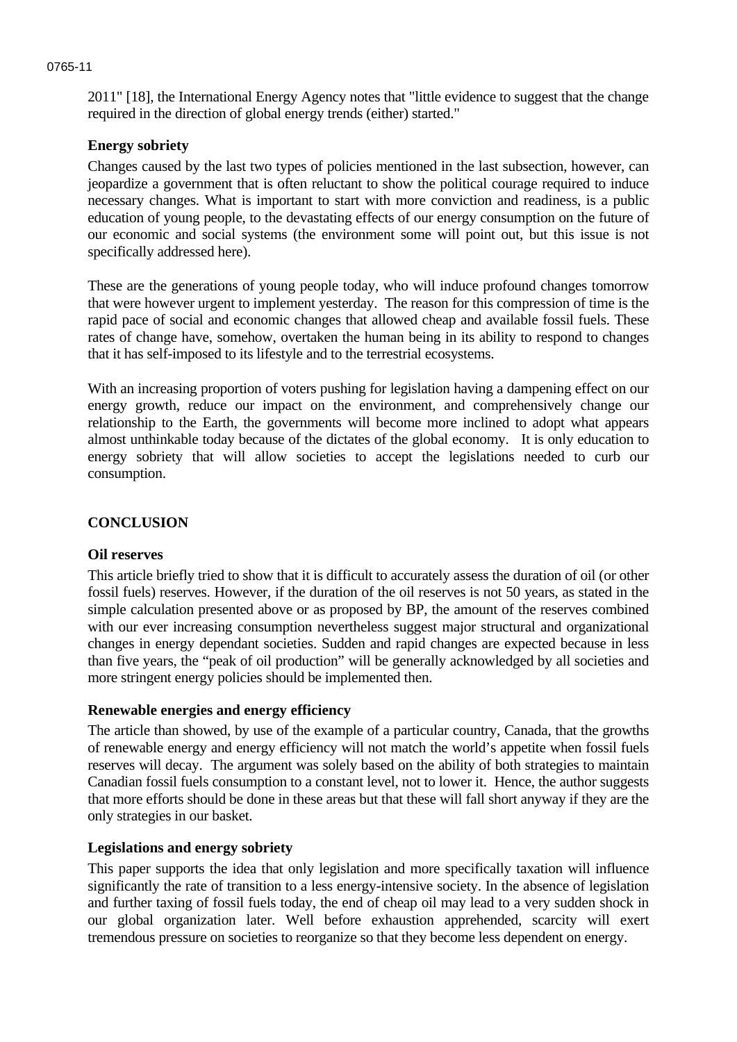2011" [18], the International Energy Agency notes that "little evidence to suggest that the change required in the direction of global energy trends (either) started."

### Energy sobriety

Changes caused by the last two types of policies mentioned in the last subsection, however, can jeopardize a government that is often reluctant to show the political courage required to induce necessary changes. What is important to start with more conviction and readiness, is a public education of young people, to the devastating effects of our energy consumption on the future of our economic and social systems (the environment some will point out, but this issue is not specifically addressed here).

These are the generations of young people today, who will induce profound changes tomorrow that were however urgent to implement yesterday. The reason for this compression of time is the rapid pace of social and economic changes that allowed cheap and available fossil fuels. These rates of change have, somehow, overtaken the human being in its ability to respond to changes that it has self-imposed to its lifestyle and to the terrestrial ecosystems.

With an increasing proportion of voters pushing for legislation having a dampening effect on our energy growth, reduce our impact on the environment, and comprehensively change our relationship to the Earth, the governments will become more inclined to adopt what appears almost unthinkable today because of the dictates of the global economy. It is only education to energy sobriety that will allow societies to accept the legislations needed to curb our consumption.

## CONCLUSION

### Oil reserves

This article briefly tried to show that it is difficult to accurately assess the duration of oil (or other fossil fuels) reserves. However, if the duration of the oil reserves is not 50 years, as stated in the simple calculation presented above or as proposed by BP, the amount of the reserves combined with our ever increasing consumption nevertheless suggest major structural and organizational changes in energy dependant societies. Sudden and rapid changes are expected because in less than five years, the "peak of oil production" will be generally acknowledged by all societies and more stringent energy policies should be implemented then.

### Renewable energies and energy efficiency

The article than showed, by use of the example of a particular country, Canada, that the growths of renewable energy and energy efficiency will not match the world's appetite when fossil fuels reserves will decay. The argument was solely based on the ability of both strategies to maintain Canadian fossil fuels consumption to a constant level, not to lower it. Hence, the author suggests that more efforts should be done in these areas but that these will fall short anyway if they are the only strategies in our basket.

### Legislations and energy sobriety

This paper supports the idea that only legislation and more specifically taxation will influence significantly the rate of transition to a less energy-intensive society. In the absence of legislation and further taxing of fossil fuels today, the end of cheap oil may lead to a very sudden shock in our global organization later. Well before exhaustion apprehended, scarcity will exert tremendous pressure on societies to reorganize so that they become less dependent on energy.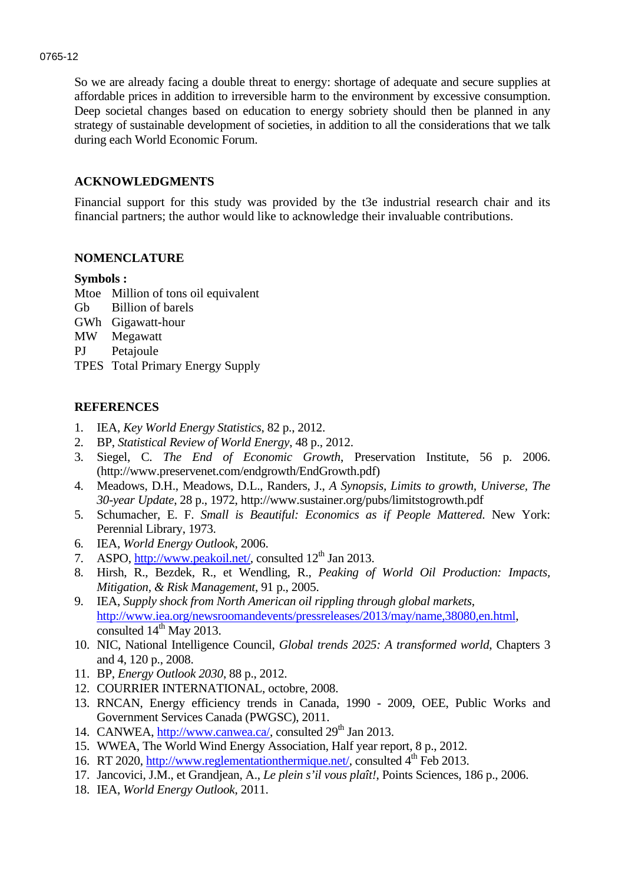So we are already facing a double threat to energy: shortage of adequate and secure supplies at affordable prices in addition to irreversible harm to the environment by excessive consumption. Deep societal changes based on education to energy sobriety should then be planned in any strategy of sustainable development of societies, in addition to all the considerations that we talk during each World Economic Forum.

## ACKNOWLEDGMENTS

Financial support for this study was provided by the t3e industrial research chair and its financial partners; the author would like to acknowledge their invaluable contributions.

## NOMENCLATURE

**Symbols :**

Mtoe Million of tons oil equivalent
Gb Billion of barels
GWh Gigawatt-hour
MW Megawatt
PJ Petajoule
TPES Total Primary Energy Supply

## REFERENCES

1. IEA, *Key World Energy Statistics*, 82 p., 2012.
2. BP, *Statistical Review of World Energy*, 48 p., 2012.
3. Siegel, C. *The End of Economic Growth*, Preservation Institute, 56 p. 2006. (http://www.preservenet.com/endgrowth/EndGrowth.pdf)
4. Meadows, D.H., Meadows, D.L., Randers, J., *A Synopsis, Limits to growth, Universe, The 30-year Update*, 28 p., 1972, http://www.sustainer.org/pubs/limitstogrowth.pdf
5. Schumacher, E. F. *Small is Beautiful: Economics as if People Mattered*. New York: Perennial Library, 1973.
6. IEA, *World Energy Outlook*, 2006.
7. ASPO, http://www.peakoil.net/, consulted 12th Jan 2013.
8. Hirsh, R., Bezdek, R., et Wendling, R., *Peaking of World Oil Production: Impacts, Mitigation, & Risk Management*, 91 p., 2005.
9. IEA, *Supply shock from North American oil rippling through global markets*, http://www.iea.org/newsroomandevents/pressreleases/2013/may/name,38080,en.html, consulted 14th May 2013.
10. NIC, National Intelligence Council, *Global trends 2025: A transformed world*, Chapters 3 and 4, 120 p., 2008.
11. BP, *Energy Outlook 2030*, 88 p., 2012.
12. COURRIER INTERNATIONAL, octobre, 2008.
13. RNCAN, Energy efficiency trends in Canada, 1990 - 2009, OEE, Public Works and Government Services Canada (PWGSC), 2011.
14. CANWEA, http://www.canwea.ca/, consulted 29th Jan 2013.
15. WWEA, The World Wind Energy Association, Half year report, 8 p., 2012.
16. RT 2020, http://www.reglementationthermique.net/, consulted 4th Feb 2013.
17. Jancovici, J.M., et Grandjean, A., *Le plein s'il vous plaît!*, Points Sciences, 186 p., 2006.
18. IEA, *World Energy Outlook*, 2011.